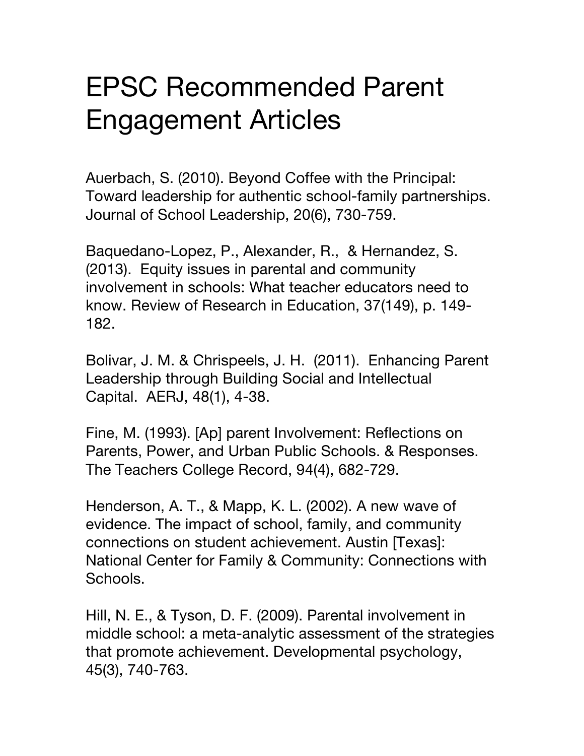# EPSC Recommended Parent Engagement Articles

Auerbach, S. (2010). Beyond Coffee with the Principal: Toward leadership for authentic school-family partnerships. Journal of School Leadership, 20(6), 730-759.

Baquedano-Lopez, P., Alexander, R., & Hernandez, S. (2013). Equity issues in parental and community involvement in schools: What teacher educators need to know. Review of Research in Education, 37(149), p. 149-182.

Bolivar, J. M. & Chrispeels, J. H. (2011). Enhancing Parent Leadership through Building Social and Intellectual Capital. AERJ, 48(1), 4-38.

Fine, M. (1993). [Ap] parent Involvement: Reflections on Parents, Power, and Urban Public Schools. & Responses. The Teachers College Record, 94(4), 682-729.

Henderson, A. T., & Mapp, K. L. (2002). A new wave of evidence. The impact of school, family, and community connections on student achievement. Austin [Texas]: National Center for Family & Community: Connections with Schools.

Hill, N. E., & Tyson, D. F. (2009). Parental involvement in middle school: a meta-analytic assessment of the strategies that promote achievement. Developmental psychology, 45(3), 740-763.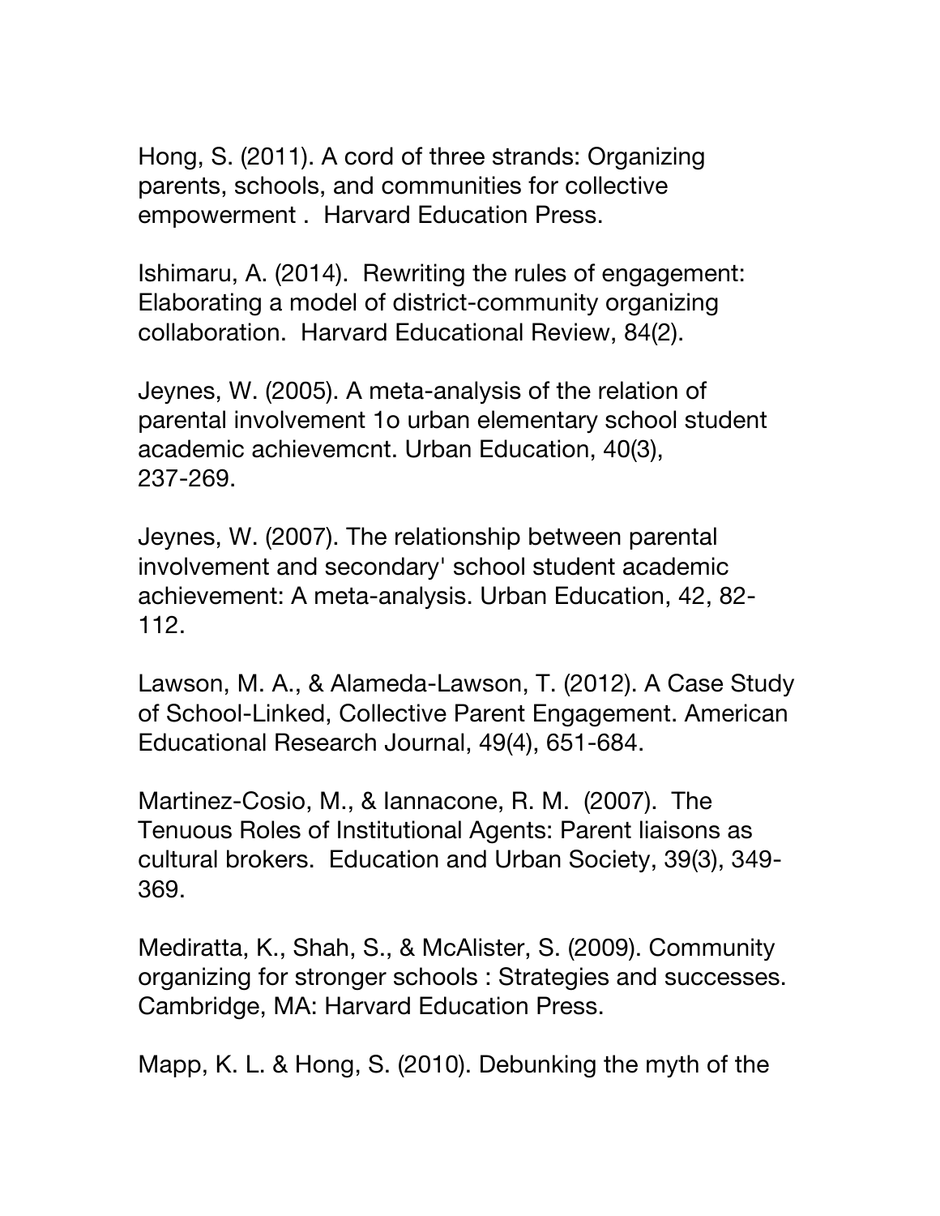Hong, S. (2011). A cord of three strands: Organizing parents, schools, and communities for collective empowerment . Harvard Education Press.

Ishimaru, A. (2014). Rewriting the rules of engagement: Elaborating a model of district-community organizing collaboration. Harvard Educational Review, 84(2).

Jeynes, W. (2005). A meta-analysis of the relation of parental involvement 1o urban elementary school student academic achievemcnt. Urban Education, 40(3), 237-269.

Jeynes, W. (2007). The relationship between parental involvement and secondary' school student academic achievement: A meta-analysis. Urban Education, 42, 82-112.

Lawson, M. A., & Alameda-Lawson, T. (2012). A Case Study of School-Linked, Collective Parent Engagement. American Educational Research Journal, 49(4), 651-684.

Martinez-Cosio, M., & Iannacone, R. M. (2007). The Tenuous Roles of Institutional Agents: Parent liaisons as cultural brokers. Education and Urban Society, 39(3), 349-369.

Mediratta, K., Shah, S., & McAlister, S. (2009). Community organizing for stronger schools : Strategies and successes. Cambridge, MA: Harvard Education Press.

Mapp, K. L. & Hong, S. (2010). Debunking the myth of the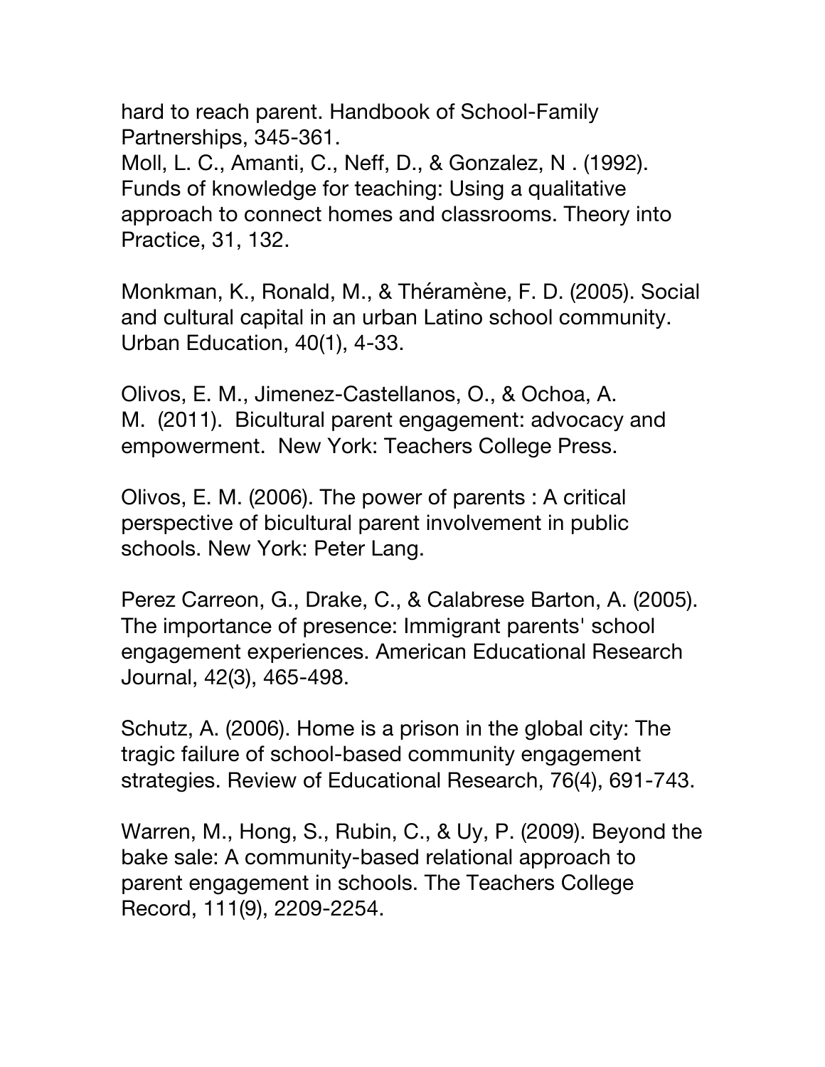hard to reach parent. Handbook of School-Family Partnerships, 345-361.

Moll, L. C., Amanti, C., Neff, D., & Gonzalez, N . (1992). Funds of knowledge for teaching: Using a qualitative approach to connect homes and classrooms. Theory into Practice, 31, 132.

Monkman, K., Ronald, M., & Théramène, F. D. (2005). Social and cultural capital in an urban Latino school community. Urban Education, 40(1), 4-33.

Olivos, E. M., Jimenez-Castellanos, O., & Ochoa, A. M.  (2011).  Bicultural parent engagement: advocacy and empowerment.  New York: Teachers College Press.

Olivos, E. M. (2006). The power of parents : A critical perspective of bicultural parent involvement in public schools. New York: Peter Lang.

Perez Carreon, G., Drake, C., & Calabrese Barton, A. (2005). The importance of presence: Immigrant parents' school engagement experiences. American Educational Research Journal, 42(3), 465-498.

Schutz, A. (2006). Home is a prison in the global city: The tragic failure of school-based community engagement strategies. Review of Educational Research, 76(4), 691-743.

Warren, M., Hong, S., Rubin, C., & Uy, P. (2009). Beyond the bake sale: A community-based relational approach to parent engagement in schools. The Teachers College Record, 111(9), 2209-2254.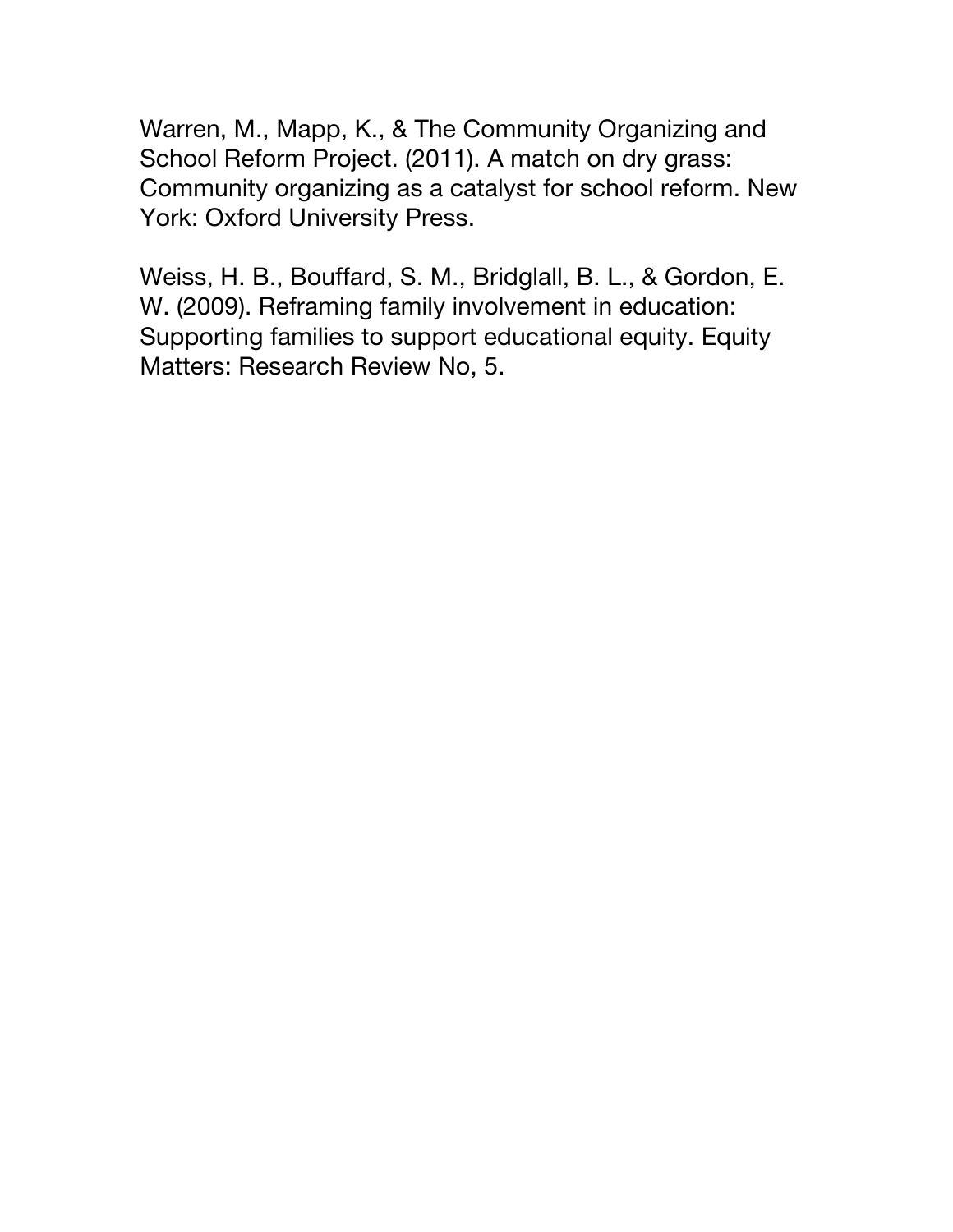Warren, M., Mapp, K., & The Community Organizing and School Reform Project. (2011). A match on dry grass: Community organizing as a catalyst for school reform. New York: Oxford University Press.

Weiss, H. B., Bouffard, S. M., Bridglall, B. L., & Gordon, E. W. (2009). Reframing family involvement in education: Supporting families to support educational equity. Equity Matters: Research Review No, 5.